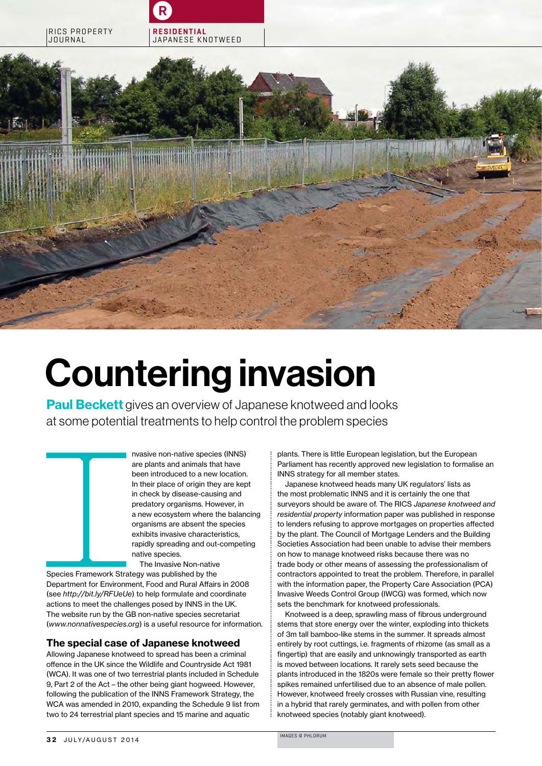# Countering invasion

**Paul Beckett** gives an overview of Japanese knotweed and looks at some potential treatments to help control the problem species

Invasive non-native species (INNS) are plants and animals that have been introduced to a new location. In their place of origin they are kept in check by disease-causing and predatory organisms. However, in a new ecosystem where the balancing organisms are absent the species exhibits invasive characteristics, rapidly spreading and out-competing native species.

The Invasive Non-native Species Framework Strategy was published by the Department for Environment, Food and Rural Affairs in 2008 (see *http://bit.ly/RFUeUe*) to help formulate and coordinate actions to meet the challenges posed by INNS in the UK. The website run by the GB non-native species secretariat (*www.nonnativespecies.org*) is a useful resource for information.

## The special case of Japanese knotweed

Allowing Japanese knotweed to spread has been a criminal offence in the UK since the Wildlife and Countryside Act 1981 (WCA). It was one of two terrestrial plants included in Schedule 9, Part 2 of the Act – the other being giant hogweed. However, following the publication of the INNS Framework Strategy, the WCA was amended in 2010, expanding the Schedule 9 list from two to 24 terrestrial plant species and 15 marine and aquatic plants. There is little European legislation, but the European Parliament has recently approved new legislation to formalise an INNS strategy for all member states.

Japanese knotweed heads many UK regulators' lists as the most problematic INNS and it is certainly the one that surveyors should be aware of. The RICS *Japanese knotweed and residential property* information paper was published in response to lenders refusing to approve mortgages on properties affected by the plant. The Council of Mortgage Lenders and the Building Societies Association had been unable to advise their members on how to manage knotweed risks because there was no trade body or other means of assessing the professionalism of contractors appointed to treat the problem. Therefore, in parallel with the information paper, the Property Care Association (PCA) Invasive Weeds Control Group (IWCG) was formed, which now sets the benchmark for knotweed professionals.

Knotweed is a deep, sprawling mass of fibrous underground stems that store energy over the winter, exploding into thickets of 3m tall bamboo-like stems in the summer. It spreads almost entirely by root cuttings, i.e. fragments of rhizome (as small as a fingertip) that are easily and unknowingly transported as earth is moved between locations. It rarely sets seed because the plants introduced in the 1820s were female so their pretty flower spikes remained unfertilised due to an absence of male pollen. However, knotweed freely crosses with Russian vine, resulting in a hybrid that rarely germinates, and with pollen from other knotweed species (notably giant knotweed).

IMAGES © PHLORUM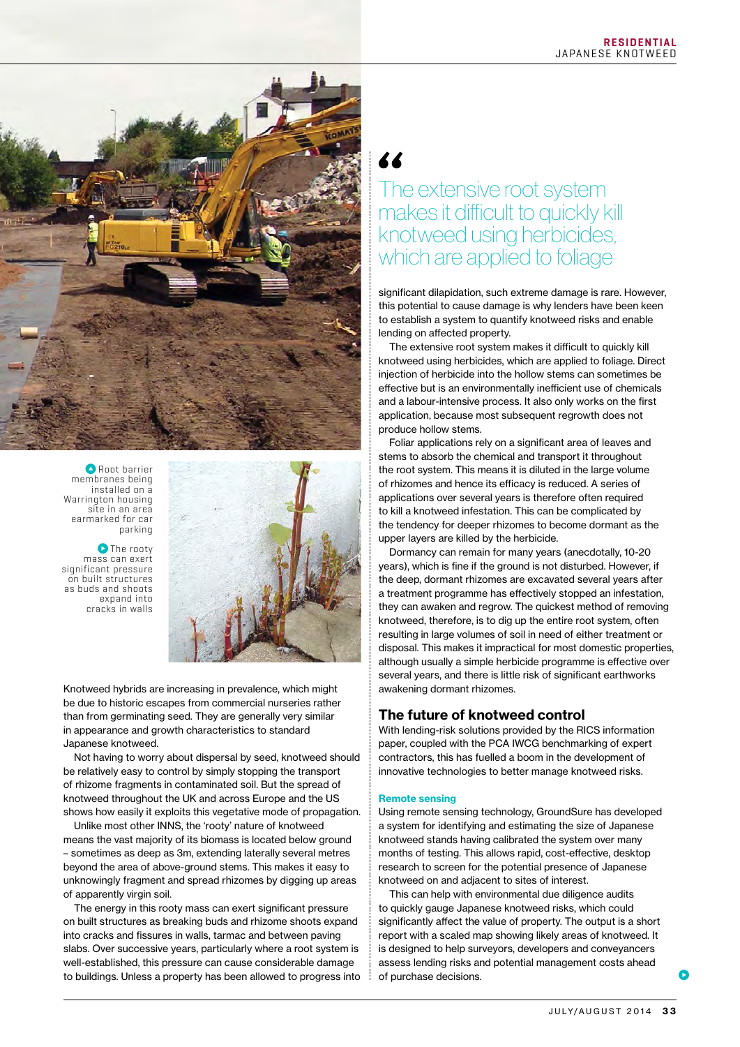Root barrier membranes being installed on a Warrington housing site in an area earmarked for car parking

The rooty mass can exert significant pressure on built structures as buds and shoots expand into cracks in walls

Knotweed hybrids are increasing in prevalence, which might be due to historic escapes from commercial nurseries rather than from germinating seed. They are generally very similar in appearance and growth characteristics to standard Japanese knotweed.

Not having to worry about dispersal by seed, knotweed should be relatively easy to control by simply stopping the transport of rhizome fragments in contaminated soil. But the spread of knotweed throughout the UK and across Europe and the US shows how easily it exploits this vegetative mode of propagation.

Unlike most other INNS, the 'rooty' nature of knotweed means the vast majority of its biomass is located below ground – sometimes as deep as 3m, extending laterally several metres beyond the area of above-ground stems. This makes it easy to unknowingly fragment and spread rhizomes by digging up areas of apparently virgin soil.

The energy in this rooty mass can exert significant pressure on built structures as breaking buds and rhizome shoots expand into cracks and fissures in walls, tarmac and between paving slabs. Over successive years, particularly where a root system is well-established, this pressure can cause considerable damage to buildings. Unless a property has been allowed to progress into significant dilapidation, such extreme damage is rare. However, this potential to cause damage is why lenders have been keen to establish a system to quantify knotweed risks and enable lending on affected property.

> "The extensive root system makes it difficult to quickly kill knotweed using herbicides, which are applied to foliage

The extensive root system makes it difficult to quickly kill knotweed using herbicides, which are applied to foliage. Direct injection of herbicide into the hollow stems can sometimes be effective but is an environmentally inefficient use of chemicals and a labour-intensive process. It also only works on the first application, because most subsequent regrowth does not produce hollow stems.

Foliar applications rely on a significant area of leaves and stems to absorb the chemical and transport it throughout the root system. This means it is diluted in the large volume of rhizomes and hence its efficacy is reduced. A series of applications over several years is therefore often required to kill a knotweed infestation. This can be complicated by the tendency for deeper rhizomes to become dormant as the upper layers are killed by the herbicide.

Dormancy can remain for many years (anecdotally, 10-20 years), which is fine if the ground is not disturbed. However, if the deep, dormant rhizomes are excavated several years after a treatment programme has effectively stopped an infestation, they can awaken and regrow. The quickest method of removing knotweed, therefore, is to dig up the entire root system, often resulting in large volumes of soil in need of either treatment or disposal. This makes it impractical for most domestic properties, although usually a simple herbicide programme is effective over several years, and there is little risk of significant earthworks awakening dormant rhizomes.

## The future of knotweed control

With lending-risk solutions provided by the RICS information paper, coupled with the PCA IWCG benchmarking of expert contractors, this has fuelled a boom in the development of innovative technologies to better manage knotweed risks.

### Remote sensing

Using remote sensing technology, GroundSure has developed a system for identifying and estimating the size of Japanese knotweed stands having calibrated the system over many months of testing. This allows rapid, cost-effective, desktop research to screen for the potential presence of Japanese knotweed on and adjacent to sites of interest.

This can help with environmental due diligence audits to quickly gauge Japanese knotweed risks, which could significantly affect the value of property. The output is a short report with a scaled map showing likely areas of knotweed. It is designed to help surveyors, developers and conveyancers assess lending risks and potential management costs ahead of purchase decisions.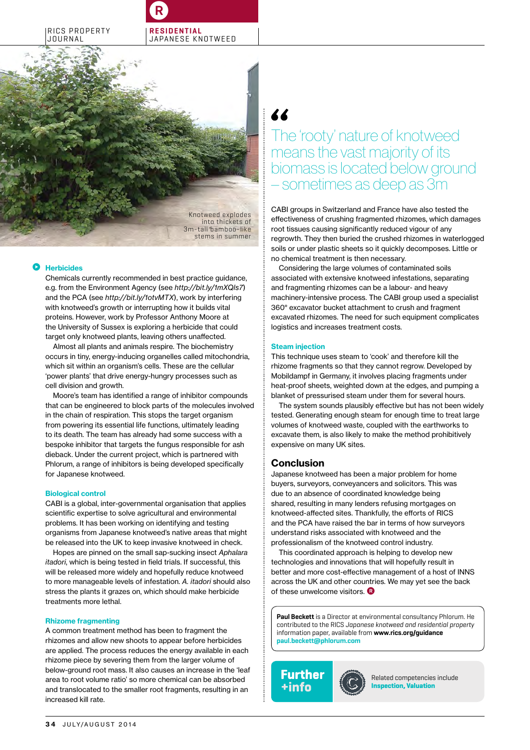Knotweed explodes into thickets of 3m-tall bamboo-like stems in summer

### Herbicides

Chemicals currently recommended in best practice guidance, e.g. from the Environment Agency (see *http://bit.ly/1mXQls7*) and the PCA (see *http://bit.ly/1otvMTX*), work by interfering with knotweed's growth or interrupting how it builds vital proteins. However, work by Professor Anthony Moore at the University of Sussex is exploring a herbicide that could target only knotweed plants, leaving others unaffected.

Almost all plants and animals respire. The biochemistry occurs in tiny, energy-inducing organelles called mitochondria, which sit within an organism's cells. These are the cellular 'power plants' that drive energy-hungry processes such as cell division and growth.

Moore's team has identified a range of inhibitor compounds that can be engineered to block parts of the molecules involved in the chain of respiration. This stops the target organism from powering its essential life functions, ultimately leading to its death. The team has already had some success with a bespoke inhibitor that targets the fungus responsible for ash dieback. Under the current project, which is partnered with Phlorum, a range of inhibitors is being developed specifically for Japanese knotweed.

### Biological control

CABI is a global, inter-governmental organisation that applies scientific expertise to solve agricultural and environmental problems. It has been working on identifying and testing organisms from Japanese knotweed's native areas that might be released into the UK to keep invasive knotweed in check.

Hopes are pinned on the small sap-sucking insect *Aphalara itadori*, which is being tested in field trials. If successful, this will be released more widely and hopefully reduce knotweed to more manageable levels of infestation. *A. itadori* should also stress the plants it grazes on, which should make herbicide treatments more lethal.

### Rhizome fragmenting

A common treatment method has been to fragment the rhizomes and allow new shoots to appear before herbicides are applied. The process reduces the energy available in each rhizome piece by severing them from the larger volume of below-ground root mass. It also causes an increase in the 'leaf area to root volume ratio' so more chemical can be absorbed and translocated to the smaller root fragments, resulting in an increased kill rate.

> "The 'rooty' nature of knotweed means the vast majority of its biomass is located below ground – sometimes as deep as 3m

CABI groups in Switzerland and France have also tested the effectiveness of crushing fragmented rhizomes, which damages root tissues causing significantly reduced vigour of any regrowth. They then buried the crushed rhizomes in waterlogged soils or under plastic sheets so it quickly decomposes. Little or no chemical treatment is then necessary.

Considering the large volumes of contaminated soils associated with extensive knotweed infestations, separating and fragmenting rhizomes can be a labour- and heavy machinery-intensive process. The CABI group used a specialist 360° excavator bucket attachment to crush and fragment excavated rhizomes. The need for such equipment complicates logistics and increases treatment costs.

### Steam injection

This technique uses steam to 'cook' and therefore kill the rhizome fragments so that they cannot regrow. Developed by Mobildampf in Germany, it involves placing fragments under heat-proof sheets, weighted down at the edges, and pumping a blanket of pressurised steam under them for several hours.

The system sounds plausibly effective but has not been widely tested. Generating enough steam for enough time to treat large volumes of knotweed waste, coupled with the earthworks to excavate them, is also likely to make the method prohibitively expensive on many UK sites.

## Conclusion

Japanese knotweed has been a major problem for home buyers, surveyors, conveyancers and solicitors. This was due to an absence of coordinated knowledge being shared, resulting in many lenders refusing mortgages on knotweed-affected sites. Thankfully, the efforts of RICS and the PCA have raised the bar in terms of how surveyors understand risks associated with knotweed and the professionalism of the knotweed control industry.

This coordinated approach is helping to develop new technologies and innovations that will hopefully result in better and more cost-effective management of a host of INNS across the UK and other countries. We may yet see the back of these unwelcome visitors.

**Paul Beckett** is a Director at environmental consultancy Phlorum. He contributed to the RICS *Japanese knotweed and residential property* information paper, available from **www.rics.org/guidance**
**paul.beckett@phlorum.com**

**Further +info**

Related competencies include **Inspection, Valuation**